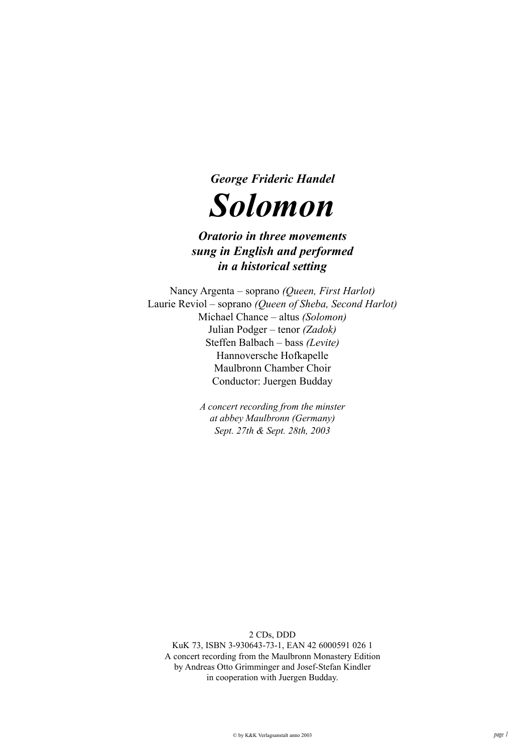***George Frideric Handel***

# *Solomon*

***Oratorio in three movements sung in English and performed in a historical setting***

Nancy Argenta – soprano *(Queen, First Harlot)*
Laurie Reviol – soprano *(Queen of Sheba, Second Harlot)*
Michael Chance – altus *(Solomon)*
Julian Podger – tenor *(Zadok)*
Steffen Balbach – bass *(Levite)*
Hannoversche Hofkapelle
Maulbronn Chamber Choir
Conductor: Juergen Budday

*A concert recording from the minster at abbey Maulbronn (Germany) Sept. 27th & Sept. 28th, 2003*

2 CDs, DDD
KuK 73, ISBN 3-930643-73-1, EAN 42 6000591 026 1
A concert recording from the Maulbronn Monastery Edition by Andreas Otto Grimminger and Josef-Stefan Kindler in cooperation with Juergen Budday.

© by K&K Verlagsanstalt anno 2003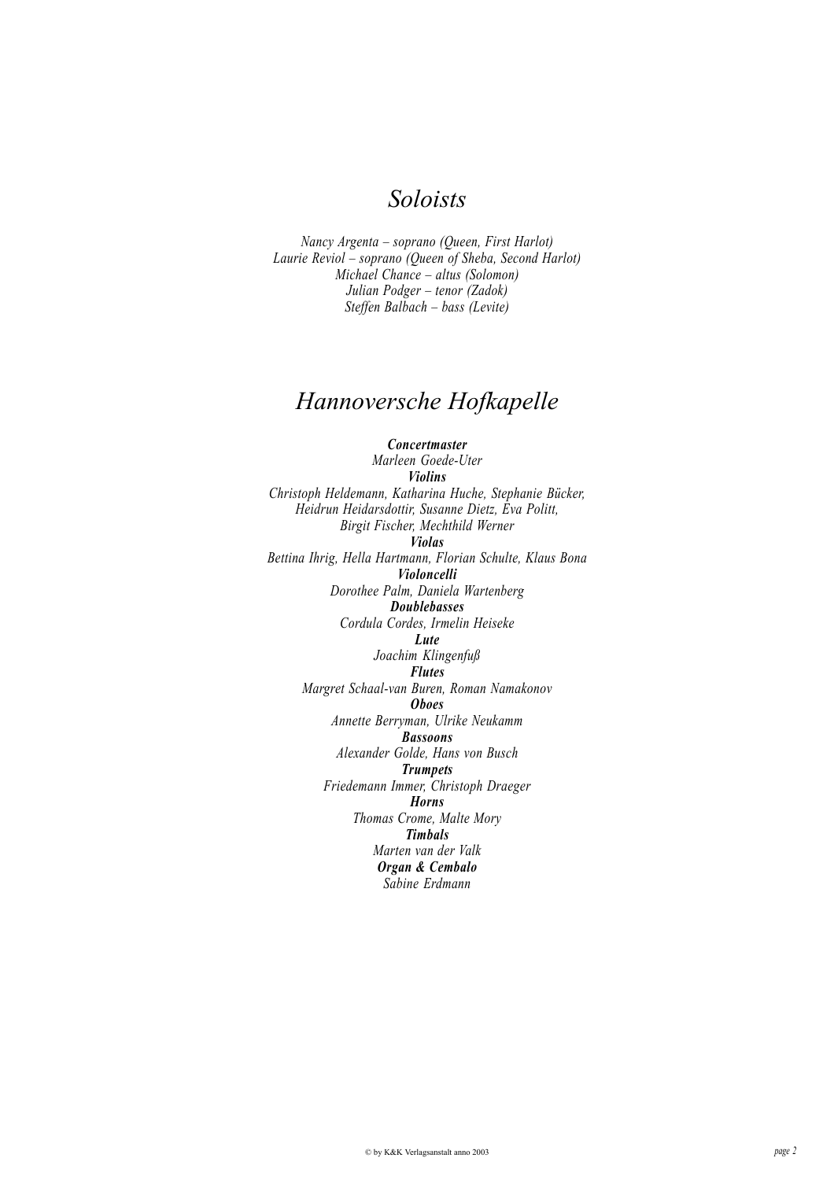# *Soloists*

*Nancy Argenta – soprano (Queen, First Harlot)*
*Laurie Reviol – soprano (Queen of Sheba, Second Harlot)*
*Michael Chance – altus (Solomon)*
*Julian Podger – tenor (Zadok)*
*Steffen Balbach – bass (Levite)*

# *Hannoversche Hofkapelle*

***Concertmaster***
*Marleen Goede-Uter*
***Violins***
*Christoph Heldemann, Katharina Huche, Stephanie Bücker, Heidrun Heidarsdottir, Susanne Dietz, Eva Politt, Birgit Fischer, Mechthild Werner*
***Violas***
*Bettina Ihrig, Hella Hartmann, Florian Schulte, Klaus Bona*
***Violoncelli***
*Dorothee Palm, Daniela Wartenberg*
***Doublebasses***
*Cordula Cordes, Irmelin Heiseke*
***Lute***
*Joachim Klingenfuß*
***Flutes***
*Margret Schaal-van Buren, Roman Namakonov*
***Oboes***
*Annette Berryman, Ulrike Neukamm*
***Bassoons***
*Alexander Golde, Hans von Busch*
***Trumpets***
*Friedemann Immer, Christoph Draeger*
***Horns***
*Thomas Crome, Malte Mory*
***Timbals***
*Marten van der Valk*
***Organ & Cembalo***
*Sabine Erdmann*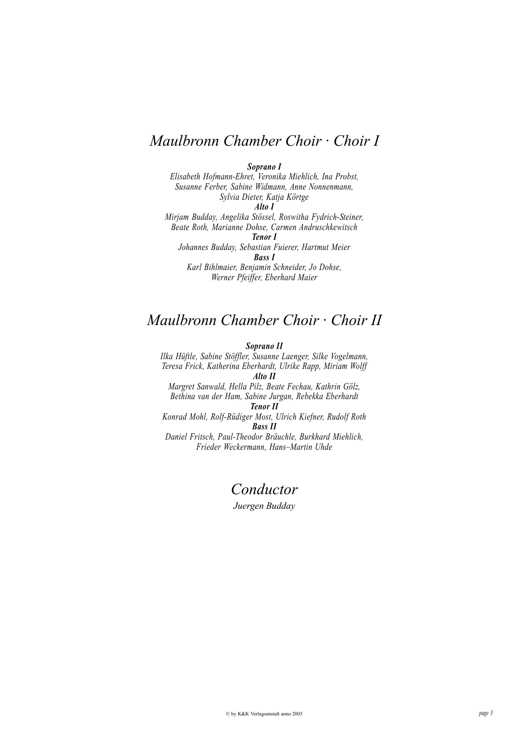# *Maulbronn Chamber Choir · Choir I*

***Soprano I***

*Elisabeth Hofmann-Ehret, Veronika Miehlich, Ina Probst, Susanne Ferber, Sabine Widmann, Anne Nonnenmann, Sylvia Dieter, Katja Körtge*

***Alto I***

*Mirjam Budday, Angelika Stössel, Roswitha Fydrich-Steiner, Beate Roth, Marianne Dohse, Carmen Andruschkewitsch*

***Tenor I***

*Johannes Budday, Sebastian Fuierer, Hartmut Meier*

***Bass I***

*Karl Bihlmaier, Benjamin Schneider, Jo Dohse, Werner Pfeiffer, Eberhard Maier*

# *Maulbronn Chamber Choir · Choir II*

***Soprano II***

*Ilka Hüftle, Sabine Stöffler, Susanne Laenger, Silke Vogelmann, Teresa Frick, Katherina Eberhardt, Ulrike Rapp, Miriam Wolff*

***Alto II***

*Margret Sanwald, Hella Pilz, Beate Fechau, Kathrin Gölz, Bethina van der Ham, Sabine Jurgan, Rebekka Eberhardt*

***Tenor II***

*Konrad Mohl, Rolf-Rüdiger Most, Ulrich Kiefner, Rudolf Roth*

***Bass II***

*Daniel Fritsch, Paul-Theodor Bräuchle, Burkhard Miehlich, Frieder Weckermann, Hans–Martin Uhde*

# *Conductor*

*Juergen Budday*

© by K&K Verlagsanstalt anno 2003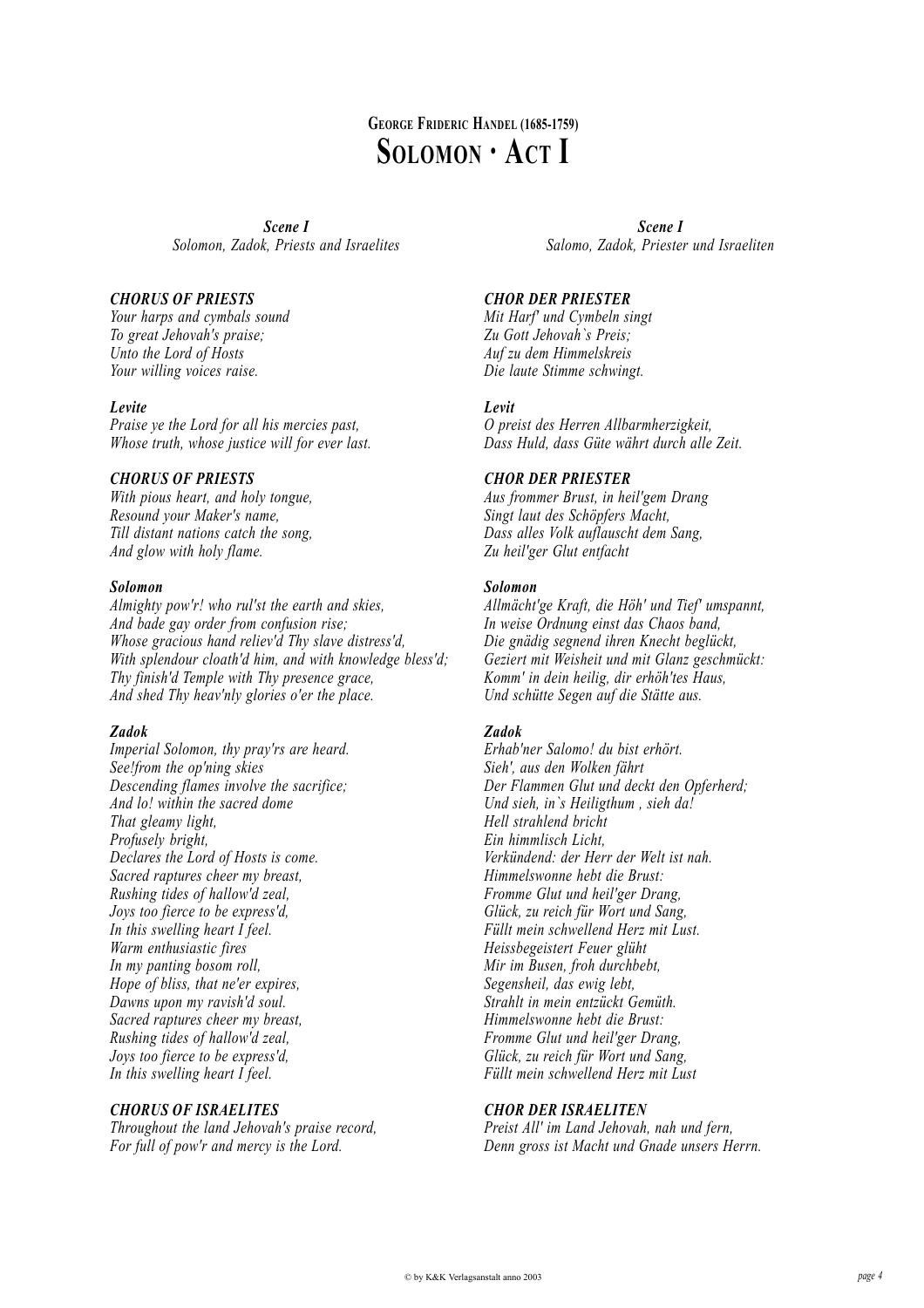## George Frideric Handel (1685-1759)
# Solomon · Act I

*Scene I*
*Solomon, Zadok, Priests and Israelites*

***CHORUS OF PRIESTS***
*Your harps and cymbals sound*
*To great Jehovah's praise;*
*Unto the Lord of Hosts*
*Your willing voices raise.*

***Levite***
*Praise ye the Lord for all his mercies past,*
*Whose truth, whose justice will for ever last.*

***CHORUS OF PRIESTS***
*With pious heart, and holy tongue,*
*Resound your Maker's name,*
*Till distant nations catch the song,*
*And glow with holy flame.*

***Solomon***
*Almighty pow'r! who rul'st the earth and skies,*
*And bade gay order from confusion rise;*
*Whose gracious hand reliev'd Thy slave distress'd,*
*With splendour cloath'd him, and with knowledge bless'd;*
*Thy finish'd Temple with Thy presence grace,*
*And shed Thy heav'nly glories o'er the place.*

***Zadok***
*Imperial Solomon, thy pray'rs are heard.*
*See!from the op'ning skies*
*Descending flames involve the sacrifice;*
*And lo! within the sacred dome*
*That gleamy light,*
*Profusely bright,*
*Declares the Lord of Hosts is come.*
*Sacred raptures cheer my breast,*
*Rushing tides of hallow'd zeal,*
*Joys too fierce to be express'd,*
*In this swelling heart I feel.*
*Warm enthusiastic fires*
*In my panting bosom roll,*
*Hope of bliss, that ne'er expires,*
*Dawns upon my ravish'd soul.*
*Sacred raptures cheer my breast,*
*Rushing tides of hallow'd zeal,*
*Joys too fierce to be express'd,*
*In this swelling heart I feel.*

***CHORUS OF ISRAELITES***
*Throughout the land Jehovah's praise record,*
*For full of pow'r and mercy is the Lord.*

*Scene I*
*Salomo, Zadok, Priester und Israeliten*

***CHOR DER PRIESTER***
*Mit Harf' und Cymbeln singt*
*Zu Gott Jehovah`s Preis;*
*Auf zu dem Himmelskreis*
*Die laute Stimme schwingt.*

***Levit***
*O preist des Herren Allbarmherzigkeit,*
*Dass Huld, dass Güte währt durch alle Zeit.*

***CHOR DER PRIESTER***
*Aus frommer Brust, in heil'gem Drang*
*Singt laut des Schöpfers Macht,*
*Dass alles Volk auflauscht dem Sang,*
*Zu heil'ger Glut entfacht*

***Solomon***
*Allmächt'ge Kraft, die Höh' und Tief' umspannt,*
*In weise Ordnung einst das Chaos band,*
*Die gnädig segnend ihren Knecht beglückt,*
*Geziert mit Weisheit und mit Glanz geschmückt:*
*Komm' in dein heilig, dir erhöh'tes Haus,*
*Und schütte Segen auf die Stätte aus.*

***Zadok***
*Erhab'ner Salomo! du bist erhört.*
*Sieh', aus den Wolken fährt*
*Der Flammen Glut und deckt den Opferherd;*
*Und sieh, in`s Heiligthum , sieh da!*
*Hell strahlend bricht*
*Ein himmlisch Licht,*
*Verkündend: der Herr der Welt ist nah.*
*Himmelswonne hebt die Brust:*
*Fromme Glut und heil'ger Drang,*
*Glück, zu reich für Wort und Sang,*
*Füllt mein schwellend Herz mit Lust.*
*Heissbegeistert Feuer glüht*
*Mir im Busen, froh durchbebt,*
*Segensheil, das ewig lebt,*
*Strahlt in mein entzückt Gemüth.*
*Himmelswonne hebt die Brust:*
*Fromme Glut und heil'ger Drang,*
*Glück, zu reich für Wort und Sang,*
*Füllt mein schwellend Herz mit Lust*

***CHOR DER ISRAELITEN***
*Preist All' im Land Jehovah, nah und fern,*
*Denn gross ist Macht und Gnade unsers Herrn.*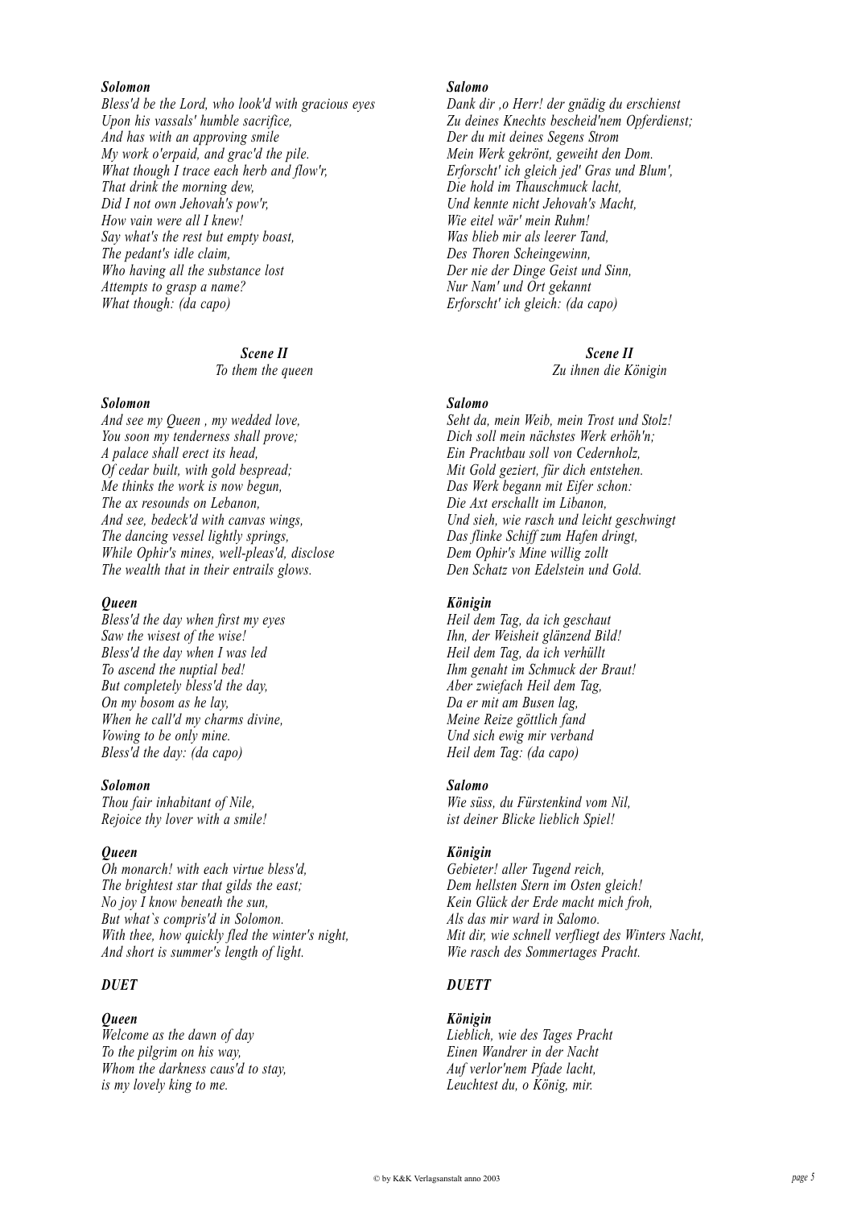***Solomon***
*Bless'd be the Lord, who look'd with gracious eyes*
*Upon his vassals' humble sacrifice,*
*And has with an approving smile*
*My work o'erpaid, and grac'd the pile.*
*What though I trace each herb and flow'r,*
*That drink the morning dew,*
*Did I not own Jehovah's pow'r,*
*How vain were all I knew!*
*Say what's the rest but empty boast,*
*The pedant's idle claim,*
*Who having all the substance lost*
*Attempts to grasp a name?*
*What though: (da capo)*

***Salomo***
*Dank dir ,o Herr! der gnädig du erschienst*
*Zu deines Knechts bescheid'nem Opferdienst;*
*Der du mit deines Segens Strom*
*Mein Werk gekrönt, geweiht den Dom.*
*Erforscht' ich gleich jed' Gras und Blum',*
*Die hold im Thauschmuck lacht,*
*Und kennte nicht Jehovah's Macht,*
*Wie eitel wär' mein Ruhm!*
*Was blieb mir als leerer Tand,*
*Des Thoren Scheingewinn,*
*Der nie der Dinge Geist und Sinn,*
*Nur Nam' und Ort gekannt*
*Erforscht' ich gleich: (da capo)*

## ***Scene II***
*To them the queen*

## ***Scene II***
*Zu ihnen die Königin*

***Solomon***
*And see my Queen , my wedded love,*
*You soon my tenderness shall prove;*
*A palace shall erect its head,*
*Of cedar built, with gold bespread;*
*Me thinks the work is now begun,*
*The ax resounds on Lebanon,*
*And see, bedeck'd with canvas wings,*
*The dancing vessel lightly springs,*
*While Ophir's mines, well-pleas'd, disclose*
*The wealth that in their entrails glows.*

***Salomo***
*Seht da, mein Weib, mein Trost und Stolz!*
*Dich soll mein nächstes Werk erhöh'n;*
*Ein Prachtbau soll von Cedernholz,*
*Mit Gold geziert, für dich entstehen.*
*Das Werk begann mit Eifer schon:*
*Die Axt erschallt im Libanon,*
*Und sieh, wie rasch und leicht geschwingt*
*Das flinke Schiff zum Hafen dringt,*
*Dem Ophir's Mine willig zollt*
*Den Schatz von Edelstein und Gold.*

***Queen***
*Bless'd the day when first my eyes*
*Saw the wisest of the wise!*
*Bless'd the day when I was led*
*To ascend the nuptial bed!*
*But completely bless'd the day,*
*On my bosom as he lay,*
*When he call'd my charms divine,*
*Vowing to be only mine.*
*Bless'd the day: (da capo)*

***Königin***
*Heil dem Tag, da ich geschaut*
*Ihn, der Weisheit glänzend Bild!*
*Heil dem Tag, da ich verhüllt*
*Ihm genaht im Schmuck der Braut!*
*Aber zwiefach Heil dem Tag,*
*Da er mit am Busen lag,*
*Meine Reize göttlich fand*
*Und sich ewig mir verband*
*Heil dem Tag: (da capo)*

***Solomon***
*Thou fair inhabitant of Nile,*
*Rejoice thy lover with a smile!*

***Salomo***
*Wie süss, du Fürstenkind vom Nil,*
*ist deiner Blicke lieblich Spiel!*

***Queen***
*Oh monarch! with each virtue bless'd,*
*The brightest star that gilds the east;*
*No joy I know beneath the sun,*
*But what`s compris'd in Solomon.*
*With thee, how quickly fled the winter's night,*
*And short is summer's length of light.*

***Königin***
*Gebieter! aller Tugend reich,*
*Dem hellsten Stern im Osten gleich!*
*Kein Glück der Erde macht mich froh,*
*Als das mir ward in Salomo.*
*Mit dir, wie schnell verfliegt des Winters Nacht,*
*Wie rasch des Sommertages Pracht.*

### ***DUET***

***Queen***
*Welcome as the dawn of day*
*To the pilgrim on his way,*
*Whom the darkness caus'd to stay,*
*is my lovely king to me.*

### ***DUETT***

***Königin***
*Lieblich, wie des Tages Pracht*
*Einen Wandrer in der Nacht*
*Auf verlor'nem Pfade lacht,*
*Leuchtest du, o König, mir.*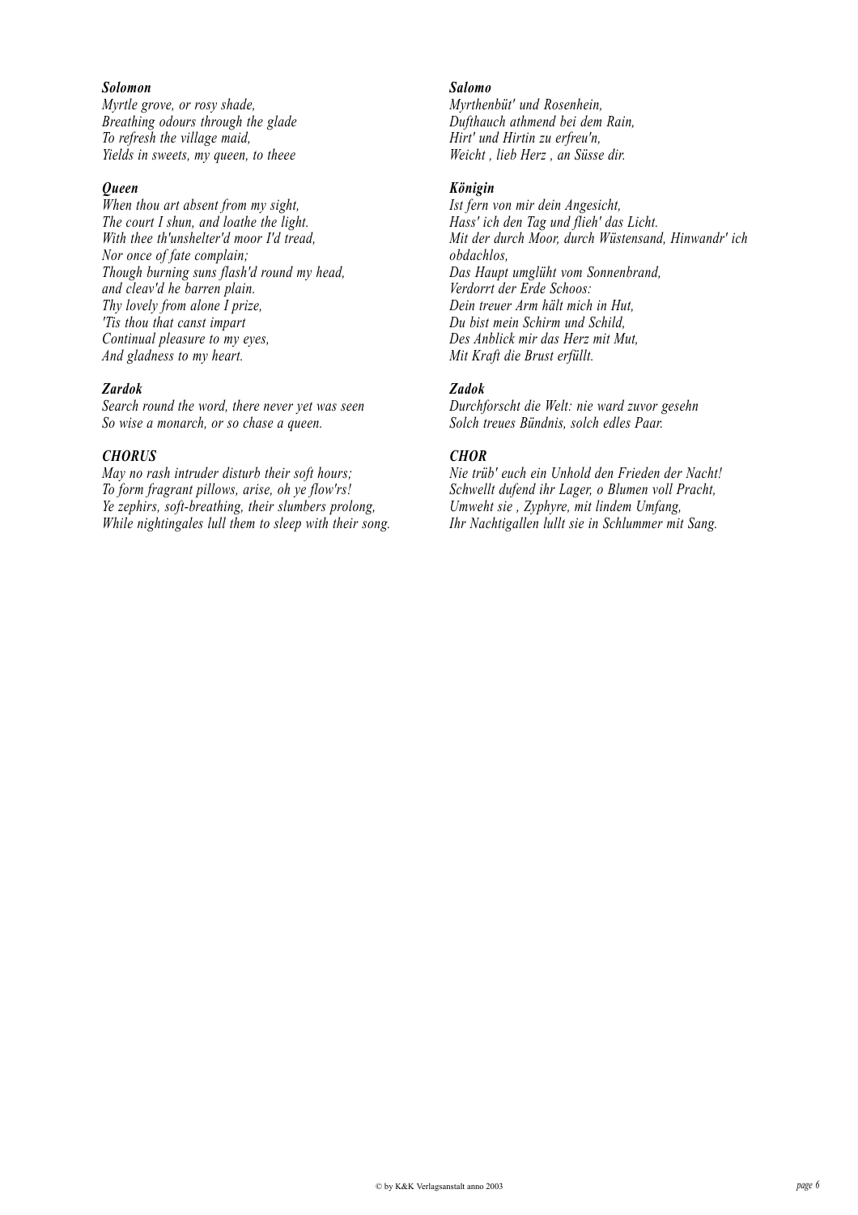***Solomon***
*Myrtle grove, or rosy shade,*
*Breathing odours through the glade*
*To refresh the village maid,*
*Yields in sweets, my queen, to theee*

***Queen***
*When thou art absent from my sight,*
*The court I shun, and loathe the light.*
*With thee th'unshelter'd moor I'd tread,*
*Nor once of fate complain;*
*Though burning suns flash'd round my head,*
*and cleav'd he barren plain.*
*Thy lovely from alone I prize,*
*'Tis thou that canst impart*
*Continual pleasure to my eyes,*
*And gladness to my heart.*

***Zardok***
*Search round the word, there never yet was seen*
*So wise a monarch, or so chase a queen.*

***CHORUS***
*May no rash intruder disturb their soft hours;*
*To form fragrant pillows, arise, oh ye flow'rs!*
*Ye zephirs, soft-breathing, their slumbers prolong,*
*While nightingales lull them to sleep with their song.*

***Salomo***
*Myrthenbüt' und Rosenhein,*
*Dufthauch athmend bei dem Rain,*
*Hirt' und Hirtin zu erfreu'n,*
*Weicht , lieb Herz , an Süsse dir.*

***Königin***
*Ist fern von mir dein Angesicht,*
*Hass' ich den Tag und flieh' das Licht.*
*Mit der durch Moor, durch Wüstensand, Hinwandr' ich obdachlos,*
*Das Haupt umglüht vom Sonnenbrand,*
*Verdorrt der Erde Schoos:*
*Dein treuer Arm hält mich in Hut,*
*Du bist mein Schirm und Schild,*
*Des Anblick mir das Herz mit Mut,*
*Mit Kraft die Brust erfüllt.*

***Zadok***
*Durchforscht die Welt: nie ward zuvor gesehn*
*Solch treues Bündnis, solch edles Paar.*

***CHOR***
*Nie trüb' euch ein Unhold den Frieden der Nacht!*
*Schwellt dufend ihr Lager, o Blumen voll Pracht,*
*Umweht sie , Zyphyre, mit lindem Umfang,*
*Ihr Nachtigallen lullt sie in Schlummer mit Sang.*

© by K&K Verlagsanstalt anno 2003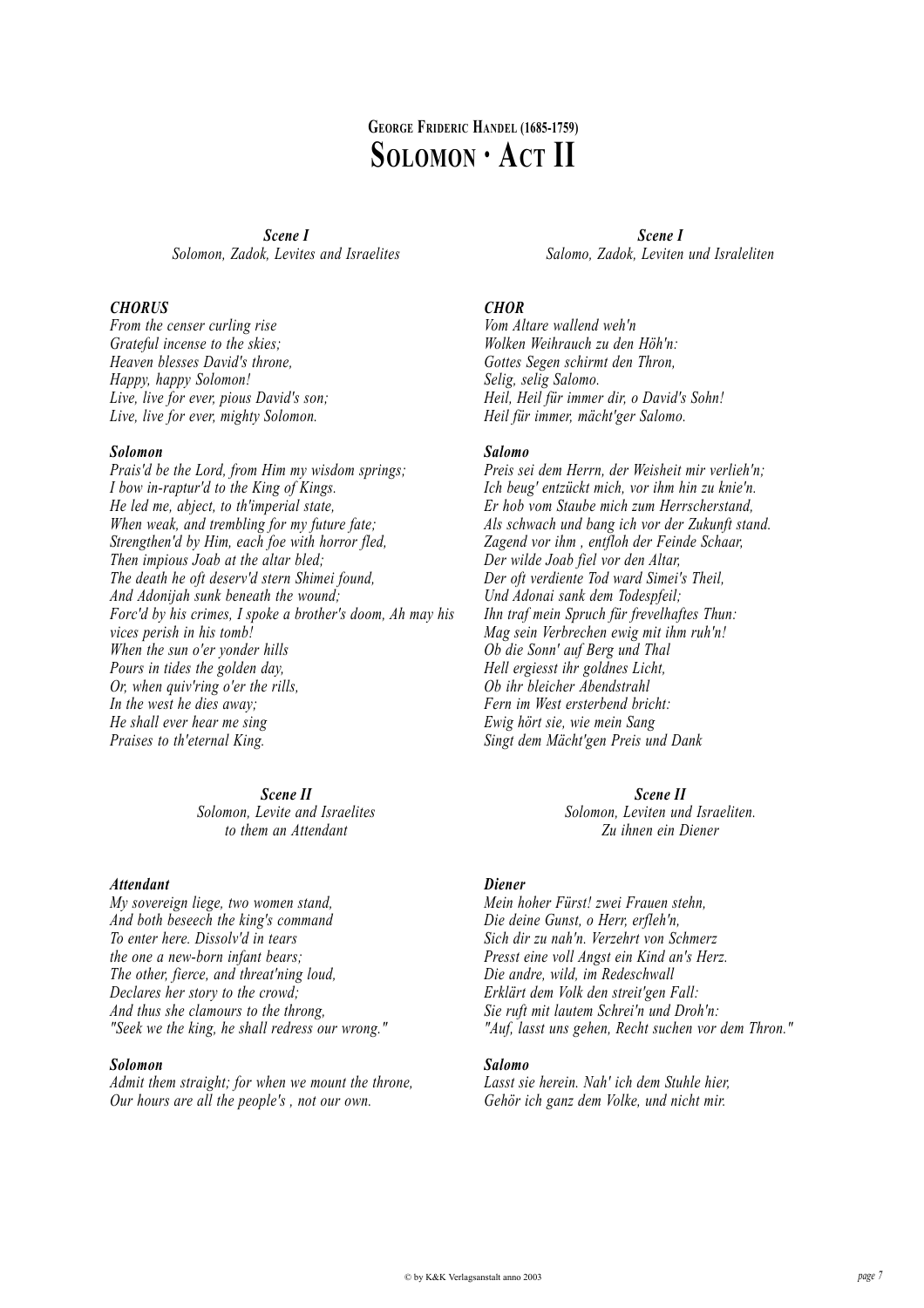## George Frideric Handel (1685-1759)
# Solomon · Act II

*Scene I*
*Solomon, Zadok, Levites and Israelites*

***CHORUS***
*From the censer curling rise*
*Grateful incense to the skies;*
*Heaven blesses David's throne,*
*Happy, happy Solomon!*
*Live, live for ever, pious David's son;*
*Live, live for ever, mighty Solomon.*

***Solomon***
*Prais'd be the Lord, from Him my wisdom springs;*
*I bow in-raptur'd to the King of Kings.*
*He led me, abject, to th'imperial state,*
*When weak, and trembling for my future fate;*
*Strengthen'd by Him, each foe with horror fled,*
*Then impious Joab at the altar bled;*
*The death he oft deserv'd stern Shimei found,*
*And Adonijah sunk beneath the wound;*
*Forc'd by his crimes, I spoke a brother's doom, Ah may his vices perish in his tomb!*
*When the sun o'er yonder hills*
*Pours in tides the golden day,*
*Or, when quiv'ring o'er the rills,*
*In the west he dies away;*
*He shall ever hear me sing*
*Praises to th'eternal King.*

*Scene II*
*Solomon, Levite and Israelites*
*to them an Attendant*

***Attendant***
*My sovereign liege, two women stand,*
*And both beseech the king's command*
*To enter here. Dissolv'd in tears*
*the one a new-born infant bears;*
*The other, fierce, and threat'ning loud,*
*Declares her story to the crowd;*
*And thus she clamours to the throng,*
*"Seek we the king, he shall redress our wrong."*

***Solomon***
*Admit them straight; for when we mount the throne,*
*Our hours are all the people's , not our own.*

*Scene I*
*Salomo, Zadok, Leviten und Israleliten*

***CHOR***
*Vom Altare wallend weh'n*
*Wolken Weihrauch zu den Höh'n:*
*Gottes Segen schirmt den Thron,*
*Selig, selig Salomo.*
*Heil, Heil für immer dir, o David's Sohn!*
*Heil für immer, mächt'ger Salomo.*

***Salomo***
*Preis sei dem Herrn, der Weisheit mir verlieh'n;*
*Ich beug' entzückt mich, vor ihm hin zu knie'n.*
*Er hob vom Staube mich zum Herrscherstand,*
*Als schwach und bang ich vor der Zukunft stand.*
*Zagend vor ihm , entfloh der Feinde Schaar,*
*Der wilde Joab fiel vor den Altar,*
*Der oft verdiente Tod ward Simei's Theil,*
*Und Adonai sank dem Todespfeil;*
*Ihn traf mein Spruch für frevelhaftes Thun:*
*Mag sein Verbrechen ewig mit ihm ruh'n!*
*Ob die Sonn' auf Berg und Thal*
*Hell ergiesst ihr goldnes Licht,*
*Ob ihr bleicher Abendstrahl*
*Fern im West ersterbend bricht:*
*Ewig hört sie, wie mein Sang*
*Singt dem Mächt'gen Preis und Dank*

*Scene II*
*Solomon, Leviten und Israeliten.*
*Zu ihnen ein Diener*

***Diener***
*Mein hoher Fürst! zwei Frauen stehn,*
*Die deine Gunst, o Herr, erfleh'n,*
*Sich dir zu nah'n. Verzehrt von Schmerz*
*Presst eine voll Angst ein Kind an's Herz.*
*Die andre, wild, im Redeschwall*
*Erklärt dem Volk den streit'gen Fall:*
*Sie ruft mit lautem Schrei'n und Droh'n:*
*"Auf, lasst uns gehen, Recht suchen vor dem Thron."*

***Salomo***
*Lasst sie herein. Nah' ich dem Stuhle hier,*
*Gehör ich ganz dem Volke, und nicht mir.*

© by K&K Verlagsanstalt anno 2003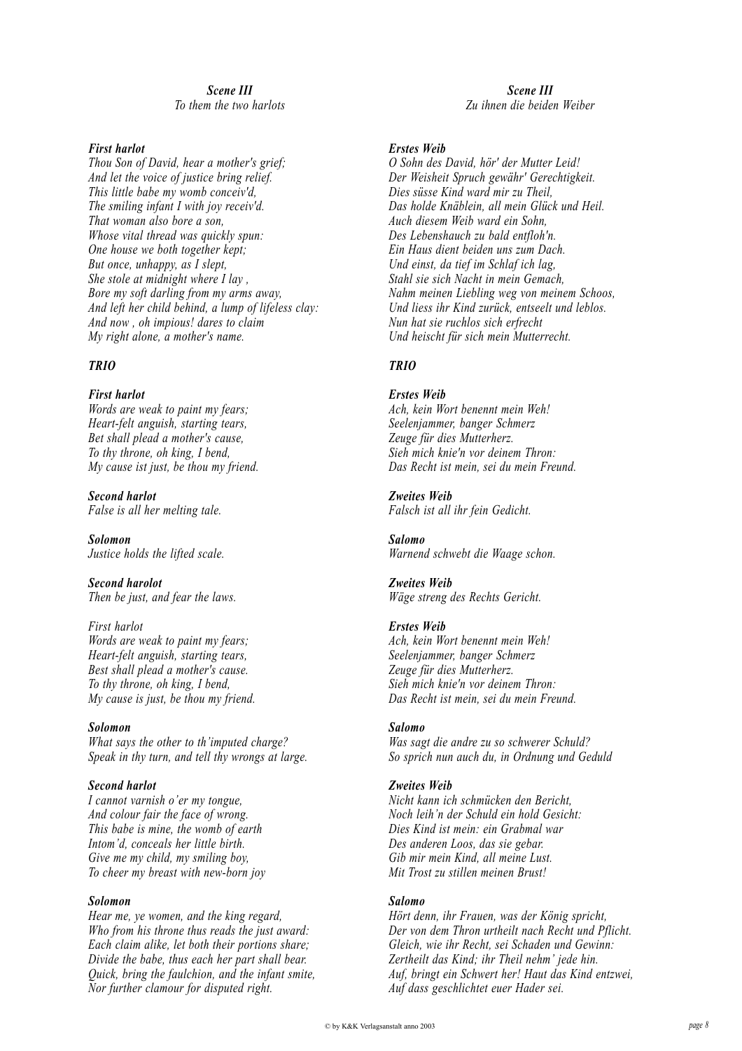***Scene III***
*To them the two harlots*

***First harlot***
*Thou Son of David, hear a mother's grief;*
*And let the voice of justice bring relief.*
*This little babe my womb conceiv'd,*
*The smiling infant I with joy receiv'd.*
*That woman also bore a son,*
*Whose vital thread was quickly spun:*
*One house we both together kept;*
*But once, unhappy, as I slept,*
*She stole at midnight where I lay ,*
*Bore my soft darling from my arms away,*
*And left her child behind, a lump of lifeless clay:*
*And now , oh impious! dares to claim*
*My right alone, a mother's name.*

***TRIO***

***First harlot***
*Words are weak to paint my fears;*
*Heart-felt anguish, starting tears,*
*Bet shall plead a mother's cause,*
*To thy throne, oh king, I bend,*
*My cause ist just, be thou my friend.*

***Second harlot***
*False is all her melting tale.*

***Solomon***
*Justice holds the lifted scale.*

***Second harolot***
*Then be just, and fear the laws.*

*First harlot*
*Words are weak to paint my fears;*
*Heart-felt anguish, starting tears,*
*Best shall plead a mother's cause.*
*To thy throne, oh king, I bend,*
*My cause is just, be thou my friend.*

***Solomon***
*What says the other to th'imputed charge?*
*Speak in thy turn, and tell thy wrongs at large.*

***Second harlot***
*I cannot varnish o'er my tongue,*
*And colour fair the face of wrong.*
*This babe is mine, the womb of earth*
*Intom'd, conceals her little birth.*
*Give me my child, my smiling boy,*
*To cheer my breast with new-born joy*

***Solomon***
*Hear me, ye women, and the king regard,*
*Who from his throne thus reads the just award:*
*Each claim alike, let both their portions share;*
*Divide the babe, thus each her part shall bear.*
*Quick, bring the faulchion, and the infant smite,*
*Nor further clamour for disputed right.*

***Scene III***
*Zu ihnen die beiden Weiber*

***Erstes Weib***
*O Sohn des David, hör' der Mutter Leid!*
*Der Weisheit Spruch gewähr' Gerechtigkeit.*
*Dies süsse Kind ward mir zu Theil,*
*Das holde Knäblein, all mein Glück und Heil.*
*Auch diesem Weib ward ein Sohn,*
*Des Lebenshauch zu bald entfloh'n.*
*Ein Haus dient beiden uns zum Dach.*
*Und einst, da tief im Schlaf ich lag,*
*Stahl sie sich Nacht in mein Gemach,*
*Nahm meinen Liebling weg von meinem Schoos,*
*Und liess ihr Kind zurück, entseelt und leblos.*
*Nun hat sie ruchlos sich erfrecht*
*Und heischt für sich mein Mutterrecht.*

***TRIO***

***Erstes Weib***
*Ach, kein Wort benennt mein Weh!*
*Seelenjammer, banger Schmerz*
*Zeuge für dies Mutterherz.*
*Sieh mich knie'n vor deinem Thron:*
*Das Recht ist mein, sei du mein Freund.*

***Zweites Weib***
*Falsch ist all ihr fein Gedicht.*

***Salomo***
*Warnend schwebt die Waage schon.*

***Zweites Weib***
*Wäge streng des Rechts Gericht.*

***Erstes Weib***
*Ach, kein Wort benennt mein Weh!*
*Seelenjammer, banger Schmerz*
*Zeuge für dies Mutterherz.*
*Sieh mich knie'n vor deinem Thron:*
*Das Recht ist mein, sei du mein Freund.*

***Salomo***
*Was sagt die andre zu so schwerer Schuld?*
*So sprich nun auch du, in Ordnung und Geduld*

***Zweites Weib***
*Nicht kann ich schmücken den Bericht,*
*Noch leih'n der Schuld ein hold Gesicht:*
*Dies Kind ist mein: ein Grabmal war*
*Des anderen Loos, das sie gebar.*
*Gib mir mein Kind, all meine Lust.*
*Mit Trost zu stillen meinen Brust!*

***Salomo***
*Hört denn, ihr Frauen, was der König spricht,*
*Der von dem Thron urtheilt nach Recht und Pflicht.*
*Gleich, wie ihr Recht, sei Schaden und Gewinn:*
*Zertheilt das Kind; ihr Theil nehm' jede hin.*
*Auf, bringt ein Schwert her! Haut das Kind entzwei,*
*Auf dass geschlichtet euer Hader sei.*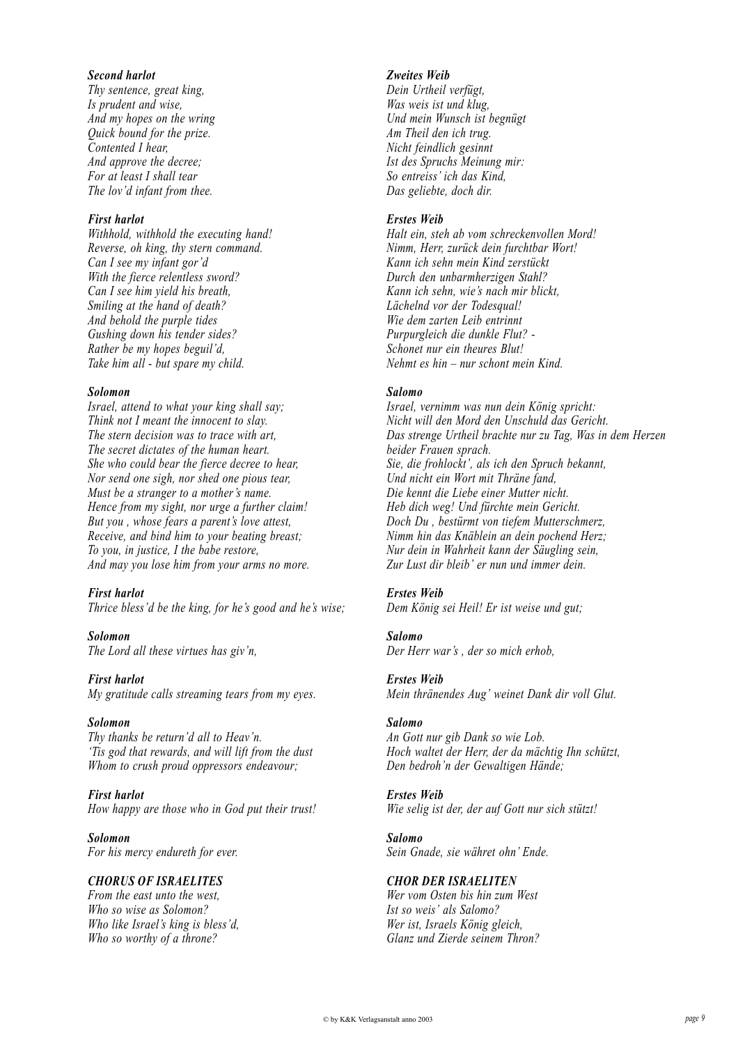***Second harlot***
*Thy sentence, great king,*
*Is prudent and wise,*
*And my hopes on the wring*
*Quick bound for the prize.*
*Contented I hear,*
*And approve the decree;*
*For at least I shall tear*
*The lov'd infant from thee.*

***First harlot***
*Withhold, withhold the executing hand!*
*Reverse, oh king, thy stern command.*
*Can I see my infant gor'd*
*With the fierce relentless sword?*
*Can I see him yield his breath,*
*Smiling at the hand of death?*
*And behold the purple tides*
*Gushing down his tender sides?*
*Rather be my hopes beguil'd,*
*Take him all - but spare my child.*

***Solomon***
*Israel, attend to what your king shall say;*
*Think not I meant the innocent to slay.*
*The stern decision was to trace with art,*
*The secret dictates of the human heart.*
*She who could bear the fierce decree to hear,*
*Nor send one sigh, nor shed one pious tear,*
*Must be a stranger to a mother's name.*
*Hence from my sight, nor urge a further claim!*
*But you , whose fears a parent's love attest,*
*Receive, and bind him to your beating breast;*
*To you, in justice, I the babe restore,*
*And may you lose him from your arms no more.*

***First harlot***
*Thrice bless'd be the king, for he's good and he's wise;*

***Solomon***
*The Lord all these virtues has giv'n,*

***First harlot***
*My gratitude calls streaming tears from my eyes.*

***Solomon***
*Thy thanks be return'd all to Heav'n.*
*'Tis god that rewards, and will lift from the dust*
*Whom to crush proud oppressors endeavour;*

***First harlot***
*How happy are those who in God put their trust!*

***Solomon***
*For his mercy endureth for ever.*

***CHORUS OF ISRAELITES***
*From the east unto the west,*
*Who so wise as Solomon?*
*Who like Israel's king is bless'd,*
*Who so worthy of a throne?*

***Zweites Weib***
*Dein Urtheil verfügt,*
*Was weis ist und klug,*
*Und mein Wunsch ist begnügt*
*Am Theil den ich trug.*
*Nicht feindlich gesinnt*
*Ist des Spruchs Meinung mir:*
*So entreiss' ich das Kind,*
*Das geliebte, doch dir.*

***Erstes Weib***
*Halt ein, steh ab vom schreckenvollen Mord!*
*Nimm, Herr, zurück dein furchtbar Wort!*
*Kann ich sehn mein Kind zerstückt*
*Durch den unbarmherzigen Stahl?*
*Kann ich sehn, wie's nach mir blickt,*
*Lächelnd vor der Todesqual!*
*Wie dem zarten Leib entrinnt*
*Purpurgleich die dunkle Flut? -*
*Schonet nur ein theures Blut!*
*Nehmt es hin – nur schont mein Kind.*

***Salomo***
*Israel, vernimm was nun dein König spricht:*
*Nicht will den Mord den Unschuld das Gericht.*
*Das strenge Urtheil brachte nur zu Tag, Was in dem Herzen beider Frauen sprach.*
*Sie, die frohlockt', als ich den Spruch bekannt,*
*Und nicht ein Wort mit Thräne fand,*
*Die kennt die Liebe einer Mutter nicht.*
*Heb dich weg! Und fürchte mein Gericht.*
*Doch Du , bestürmt von tiefem Mutterschmerz,*
*Nimm hin das Knäblein an dein pochend Herz;*
*Nur dein in Wahrheit kann der Säugling sein,*
*Zur Lust dir bleib' er nun und immer dein.*

***Erstes Weib***
*Dem König sei Heil! Er ist weise und gut;*

***Salomo***
*Der Herr war's , der so mich erhob,*

***Erstes Weib***
*Mein thränendes Aug' weinet Dank dir voll Glut.*

***Salomo***
*An Gott nur gib Dank so wie Lob.*
*Hoch waltet der Herr, der da mächtig Ihn schützt,*
*Den bedroh'n der Gewaltigen Hände;*

***Erstes Weib***
*Wie selig ist der, der auf Gott nur sich stützt!*

***Salomo***
*Sein Gnade, sie währet ohn' Ende.*

***CHOR DER ISRAELITEN***
*Wer vom Osten bis hin zum West*
*Ist so weis' als Salomo?*
*Wer ist, Israels König gleich,*
*Glanz und Zierde seinem Thron?*

© by K&K Verlagsanstalt anno 2003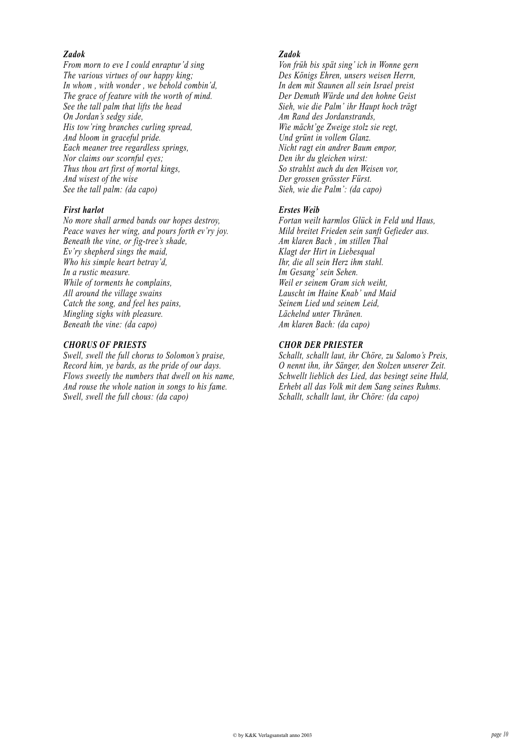***Zadok***

*From morn to eve I could enraptur'd sing*
*The various virtues of our happy king;*
*In whom , with wonder , we behold combin'd,*
*The grace of feature with the worth of mind.*
*See the tall palm that lifts the head*
*On Jordan's sedgy side,*
*His tow'ring branches curling spread,*
*And bloom in graceful pride.*
*Each meaner tree regardless springs,*
*Nor claims our scornful eyes;*
*Thus thou art first of mortal kings,*
*And wisest of the wise*
*See the tall palm: (da capo)*

***First harlot***

*No more shall armed bands our hopes destroy,*
*Peace waves her wing, and pours forth ev'ry joy.*
*Beneath the vine, or fig-tree's shade,*
*Ev'ry shepherd sings the maid,*
*Who his simple heart betray'd,*
*In a rustic measure.*
*While of torments he complains,*
*All around the village swains*
*Catch the song, and feel hes pains,*
*Mingling sighs with pleasure.*
*Beneath the vine: (da capo)*

***CHORUS OF PRIESTS***

*Swell, swell the full chorus to Solomon's praise,*
*Record him, ye bards, as the pride of our days.*
*Flows sweetly the numbers that dwell on his name,*
*And rouse the whole nation in songs to his fame.*
*Swell, swell the full chous: (da capo)*

***Zadok***

*Von früh bis spät sing' ich in Wonne gern*
*Des Königs Ehren, unsers weisen Herrn,*
*In dem mit Staunen all sein Israel preist*
*Der Demuth Würde und den hohne Geist*
*Sieh, wie die Palm' ihr Haupt hoch trägt*
*Am Rand des Jordanstrands,*
*Wie mächt'ge Zweige stolz sie regt,*
*Und grünt in vollem Glanz.*
*Nicht ragt ein andrer Baum empor,*
*Den ihr du gleichen wirst:*
*So strahlst auch du den Weisen vor,*
*Der grossen grösster Fürst.*
*Sieh, wie die Palm': (da capo)*

***Erstes Weib***

*Fortan weilt harmlos Glück in Feld und Haus,*
*Mild breitet Frieden sein sanft Gefieder aus.*
*Am klaren Bach , im stillen Thal*
*Klagt der Hirt in Liebesqual*
*Ihr, die all sein Herz ihm stahl.*
*Im Gesang' sein Sehen.*
*Weil er seinem Gram sich weiht,*
*Lauscht im Haine Knab' und Maid*
*Seinem Lied und seinem Leid,*
*Lächelnd unter Thränen.*
*Am klaren Bach: (da capo)*

***CHOR DER PRIESTER***

*Schallt, schallt laut, ihr Chöre, zu Salomo's Preis,*
*O nennt ihn, ihr Sänger, den Stolzen unserer Zeit.*
*Schwellt lieblich des Lied, das besingt seine Huld,*
*Erhebt all das Volk mit dem Sang seines Ruhms.*
*Schallt, schallt laut, ihr Chöre: (da capo)*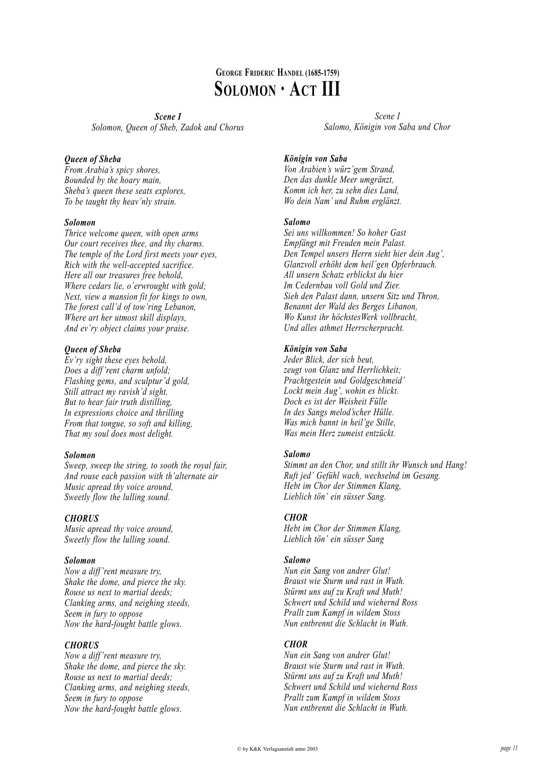## George Frideric Handel (1685-1759)

# Solomon · Act III

***Scene I***
*Solomon, Queen of Sheb, Zadok and Chorus*

***Queen of Sheba***
*From Arabia's spicy shores,*
*Bounded by the hoary main,*
*Sheba's queen these seats explores,*
*To be taught thy heav'nly strain.*

***Solomon***
*Thrice welcome queen, with open arms*
*Our court receives thee, and thy charms.*
*The temple of the Lord first meets your eyes,*
*Rich with the well-accepted sacrifice.*
*Here all our treasures free behold,*
*Where cedars lie, o'erwrought with gold;*
*Next, view a mansion fit for kings to own,*
*The forest call'd of tow'ring Lebanon,*
*Where art her utmost skill displays,*
*And ev'ry object claims your praise.*

***Queen of Sheba***
*Ev'ry sight these eyes behold,*
*Does a diff'rent charm unfold;*
*Flashing gems, and sculptur'd gold,*
*Still attract my ravish'd sight.*
*But to hear fair truth distilling,*
*In expressions choice and thrilling*
*From that tongue, so soft and killing,*
*That my soul does most delight.*

***Solomon***
*Sweep, sweep the string, to sooth the royal fair,*
*And rouse each passion with th'alternate air*
*Music apread thy voice around,*
*Sweetly flow the lulling sound.*

***CHORUS***
*Music apread thy voice around,*
*Sweetly flow the lulling sound.*

***Solomon***
*Now a diff'rent measure try,*
*Shake the dome, and pierce the sky.*
*Rouse us next to martial deeds;*
*Clanking arms, and neighing steeds,*
*Seem in fury to oppose*
*Now the hard-fought battle glows.*

***CHORUS***
*Now a diff'rent measure try,*
*Shake the dome, and pierce the sky.*
*Rouse us next to martial deeds;*
*Clanking arms, and neighing steeds,*
*Seem in fury to oppose*
*Now the hard-fought battle glows.*

*Scene I*
*Salomo, Königin von Saba und Chor*

***Königin von Saba***
*Von Arabien's würz'gem Strand,*
*Den das dunkle Meer umgränzt,*
*Komm ich her, zu sehn dies Land,*
*Wo dein Nam' und Ruhm erglänzt.*

***Salomo***
*Sei uns willkommen! So hoher Gast*
*Empfängt mit Freuden mein Palast.*
*Den Tempel unsers Herrn sieht hier dein Aug',*
*Glanzvoll erhöht dem heil'gen Opferbrauch.*
*All unsern Schatz erblickst du hier*
*Im Cedernbau voll Gold und Zier.*
*Sieh den Palast dann, unsern Sitz und Thron,*
*Benannt der Wald des Berges Libanon,*
*Wo Kunst ihr höchstesWerk vollbracht,*
*Und alles athmet Herrscherpracht.*

***Königin von Saba***
*Jeder Blick, der sich beut,*
*zeugt von Glanz und Herrlichkeit;*
*Prachtgestein und Goldgeschmeid'*
*Lockt mein Aug', wohin es blickt.*
*Doch es ist der Weisheit Fülle*
*In des Sangs melod'scher Hülle.*
*Was mich bannt in heil'ge Stille,*
*Was mein Herz zumeist entzückt.*

***Salomo***
*Stimmt an den Chor, und stillt ihr Wunsch und Hang!*
*Ruft jed' Gefühl wach, wechselnd im Gesang.*
*Hebt im Chor der Stimmen Klang,*
*Lieblich tön' ein süsser Sang.*

***CHOR***
*Hebt im Chor der Stimmen Klang,*
*Lieblich tön' ein süsser Sang*

***Salomo***
*Nun ein Sang von andrer Glut!*
*Braust wie Sturm und rast in Wuth.*
*Stürmt uns auf zu Kraft und Muth!*
*Schwert und Schild und wiehernd Ross*
*Prallt zum Kampf in wildem Stoss*
*Nun entbrennt die Schlacht in Wuth.*

***CHOR***
*Nun ein Sang von andrer Glut!*
*Braust wie Sturm und rast in Wuth.*
*Stürmt uns auf zu Kraft und Muth!*
*Schwert und Schild und wiehernd Ross*
*Prallt zum Kampf in wildem Stoss*
*Nun entbrennt die Schlacht in Wuth.*

© by K&K Verlagsanstalt anno 2003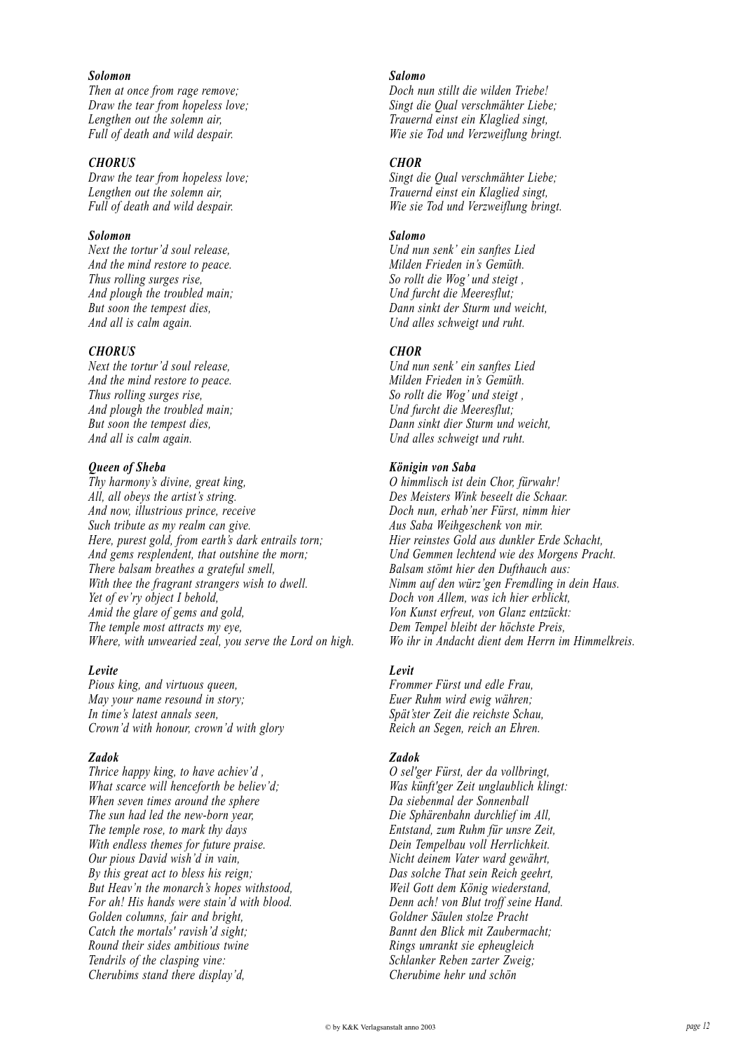***Solomon***
*Then at once from rage remove;*
*Draw the tear from hopeless love;*
*Lengthen out the solemn air,*
*Full of death and wild despair.*

***Salomo***
*Doch nun stillt die wilden Triebe!*
*Singt die Qual verschmähter Liebe;*
*Trauernd einst ein Klaglied singt,*
*Wie sie Tod und Verzweiflung bringt.*

***CHORUS***
*Draw the tear from hopeless love;*
*Lengthen out the solemn air,*
*Full of death and wild despair.*

***CHOR***
*Singt die Qual verschmähter Liebe;*
*Trauernd einst ein Klaglied singt,*
*Wie sie Tod und Verzweiflung bringt.*

***Solomon***
*Next the tortur'd soul release,*
*And the mind restore to peace.*
*Thus rolling surges rise,*
*And plough the troubled main;*
*But soon the tempest dies,*
*And all is calm again.*

***Salomo***
*Und nun senk' ein sanftes Lied*
*Milden Frieden in's Gemüth.*
*So rollt die Wog' und steigt ,*
*Und furcht die Meeresflut;*
*Dann sinkt der Sturm und weicht,*
*Und alles schweigt und ruht.*

***CHORUS***
*Next the tortur'd soul release,*
*And the mind restore to peace.*
*Thus rolling surges rise,*
*And plough the troubled main;*
*But soon the tempest dies,*
*And all is calm again.*

***CHOR***
*Und nun senk' ein sanftes Lied*
*Milden Frieden in's Gemüth.*
*So rollt die Wog' und steigt ,*
*Und furcht die Meeresflut;*
*Dann sinkt dier Sturm und weicht,*
*Und alles schweigt und ruht.*

***Queen of Sheba***
*Thy harmony's divine, great king,*
*All, all obeys the artist's string.*
*And now, illustrious prince, receive*
*Such tribute as my realm can give.*
*Here, purest gold, from earth's dark entrails torn;*
*And gems resplendent, that outshine the morn;*
*There balsam breathes a grateful smell,*
*With thee the fragrant strangers wish to dwell.*
*Yet of ev'ry object I behold,*
*Amid the glare of gems and gold,*
*The temple most attracts my eye,*
*Where, with unwearied zeal, you serve the Lord on high.*

***Königin von Saba***
*O himmlisch ist dein Chor, fürwahr!*
*Des Meisters Wink beseelt die Schaar.*
*Doch nun, erhab'ner Fürst, nimm hier*
*Aus Saba Weihgeschenk von mir.*
*Hier reinstes Gold aus dunkler Erde Schacht,*
*Und Gemmen lechtend wie des Morgens Pracht.*
*Balsam stömt hier den Dufthauch aus:*
*Nimm auf den würz'gen Fremdling in dein Haus.*
*Doch von Allem, was ich hier erblickt,*
*Von Kunst erfreut, von Glanz entzückt:*
*Dem Tempel bleibt der höchste Preis,*
*Wo ihr in Andacht dient dem Herrn im Himmelkreis.*

***Levite***
*Pious king, and virtuous queen,*
*May your name resound in story;*
*In time's latest annals seen,*
*Crown'd with honour, crown'd with glory*

***Levit***
*Frommer Fürst und edle Frau,*
*Euer Ruhm wird ewig währen;*
*Spät'ster Zeit die reichste Schau,*
*Reich an Segen, reich an Ehren.*

***Zadok***
*Thrice happy king, to have achiev'd ,*
*What scarce will henceforth be believ'd;*
*When seven times around the sphere*
*The sun had led the new-born year,*
*The temple rose, to mark thy days*
*With endless themes for future praise.*
*Our pious David wish'd in vain,*
*By this great act to bless his reign;*
*But Heav'n the monarch's hopes withstood,*
*For ah! His hands were stain'd with blood.*
*Golden columns, fair and bright,*
*Catch the mortals' ravish'd sight;*
*Round their sides ambitious twine*
*Tendrils of the clasping vine:*
*Cherubims stand there display'd,*

***Zadok***
*O sel'ger Fürst, der da vollbringt,*
*Was künft'ger Zeit unglaublich klingt:*
*Da siebenmal der Sonnenball*
*Die Sphärenbahn durchlief im All,*
*Entstand, zum Ruhm für unsre Zeit,*
*Dein Tempelbau voll Herrlichkeit.*
*Nicht deinem Vater ward gewährt,*
*Das solche That sein Reich geehrt,*
*Weil Gott dem König wiederstand,*
*Denn ach! von Blut troff seine Hand.*
*Goldner Säulen stolze Pracht*
*Bannt den Blick mit Zaubermacht;*
*Rings umrankt sie epheugleich*
*Schlanker Reben zarter Zweig;*
*Cherubime hehr und schön*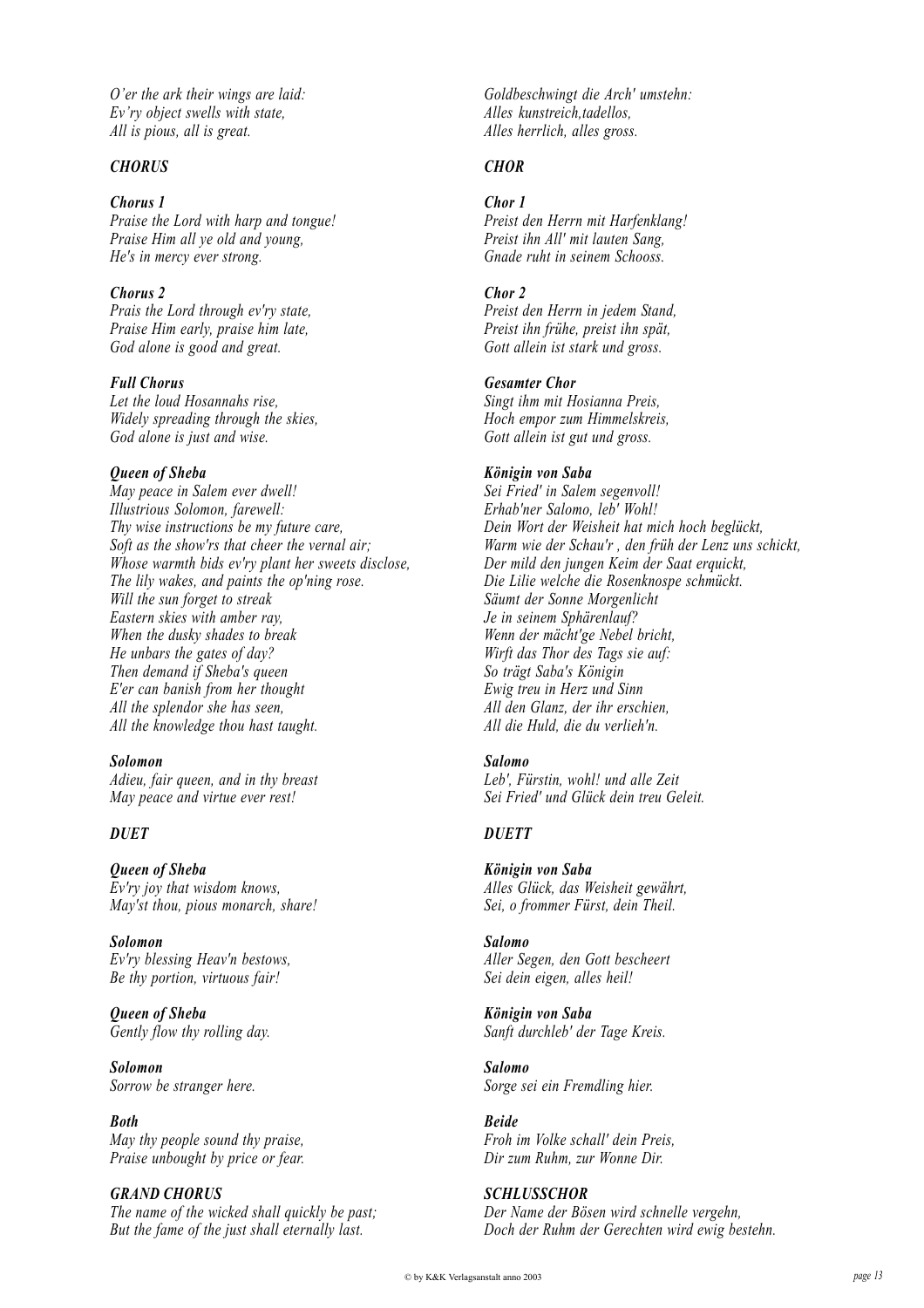*O'er the ark their wings are laid:*
*Ev'ry object swells with state,*
*All is pious, all is great.*

*Goldbeschwingt die Arch' umstehn:*
*Alles kunstreich,tadellos,*
*Alles herrlich, alles gross.*

***CHORUS***

***CHOR***

***Chorus 1***
*Praise the Lord with harp and tongue!*
*Praise Him all ye old and young,*
*He's in mercy ever strong.*

***Chor 1***
*Preist den Herrn mit Harfenklang!*
*Preist ihn All' mit lauten Sang,*
*Gnade ruht in seinem Schooss.*

***Chorus 2***
*Prais the Lord through ev'ry state,*
*Praise Him early, praise him late,*
*God alone is good and great.*

***Chor 2***
*Preist den Herrn in jedem Stand,*
*Preist ihn frühe, preist ihn spät,*
*Gott allein ist stark und gross.*

***Full Chorus***
*Let the loud Hosannahs rise,*
*Widely spreading through the skies,*
*God alone is just and wise.*

***Gesamter Chor***
*Singt ihm mit Hosianna Preis,*
*Hoch empor zum Himmelskreis,*
*Gott allein ist gut und gross.*

***Queen of Sheba***
*May peace in Salem ever dwell!*
*Illustrious Solomon, farewell:*
*Thy wise instructions be my future care,*
*Soft as the show'rs that cheer the vernal air;*
*Whose warmth bids ev'ry plant her sweets disclose,*
*The lily wakes, and paints the op'ning rose.*
*Will the sun forget to streak*
*Eastern skies with amber ray,*
*When the dusky shades to break*
*He unbars the gates of day?*
*Then demand if Sheba's queen*
*E'er can banish from her thought*
*All the splendor she has seen,*
*All the knowledge thou hast taught.*

***Königin von Saba***
*Sei Fried' in Salem segenvoll!*
*Erhab'ner Salomo, leb' Wohl!*
*Dein Wort der Weisheit hat mich hoch beglückt,*
*Warm wie der Schau'r , den früh der Lenz uns schickt,*
*Der mild den jungen Keim der Saat erquickt,*
*Die Lilie welche die Rosenknospe schmückt.*
*Säumt der Sonne Morgenlicht*
*Je in seinem Sphärenlauf?*
*Wenn der mächt'ge Nebel bricht,*
*Wirft das Thor des Tags sie auf:*
*So trägt Saba's Königin*
*Ewig treu in Herz und Sinn*
*All den Glanz, der ihr erschien,*
*All die Huld, die du verlieh'n.*

***Solomon***
*Adieu, fair queen, and in thy breast*
*May peace and virtue ever rest!*

***Salomo***
*Leb', Fürstin, wohl! und alle Zeit*
*Sei Fried' und Glück dein treu Geleit.*

***DUET***

***DUETT***

***Queen of Sheba***
*Ev'ry joy that wisdom knows,*
*May'st thou, pious monarch, share!*

***Königin von Saba***
*Alles Glück, das Weisheit gewährt,*
*Sei, o frommer Fürst, dein Theil.*

***Solomon***
*Ev'ry blessing Heav'n bestows,*
*Be thy portion, virtuous fair!*

***Salomo***
*Aller Segen, den Gott bescheert*
*Sei dein eigen, alles heil!*

***Queen of Sheba***
*Gently flow thy rolling day.*

***Königin von Saba***
*Sanft durchleb' der Tage Kreis.*

***Solomon***
*Sorrow be stranger here.*

***Salomo***
*Sorge sei ein Fremdling hier.*

***Both***
*May thy people sound thy praise,*
*Praise unbought by price or fear.*

***Beide***
*Froh im Volke schall' dein Preis,*
*Dir zum Ruhm, zur Wonne Dir.*

***GRAND CHORUS***
*The name of the wicked shall quickly be past;*
*But the fame of the just shall eternally last.*

***SCHLUSSCHOR***
*Der Name der Bösen wird schnelle vergehn,*
*Doch der Ruhm der Gerechten wird ewig bestehn.*

© by K&K Verlagsanstalt anno 2003